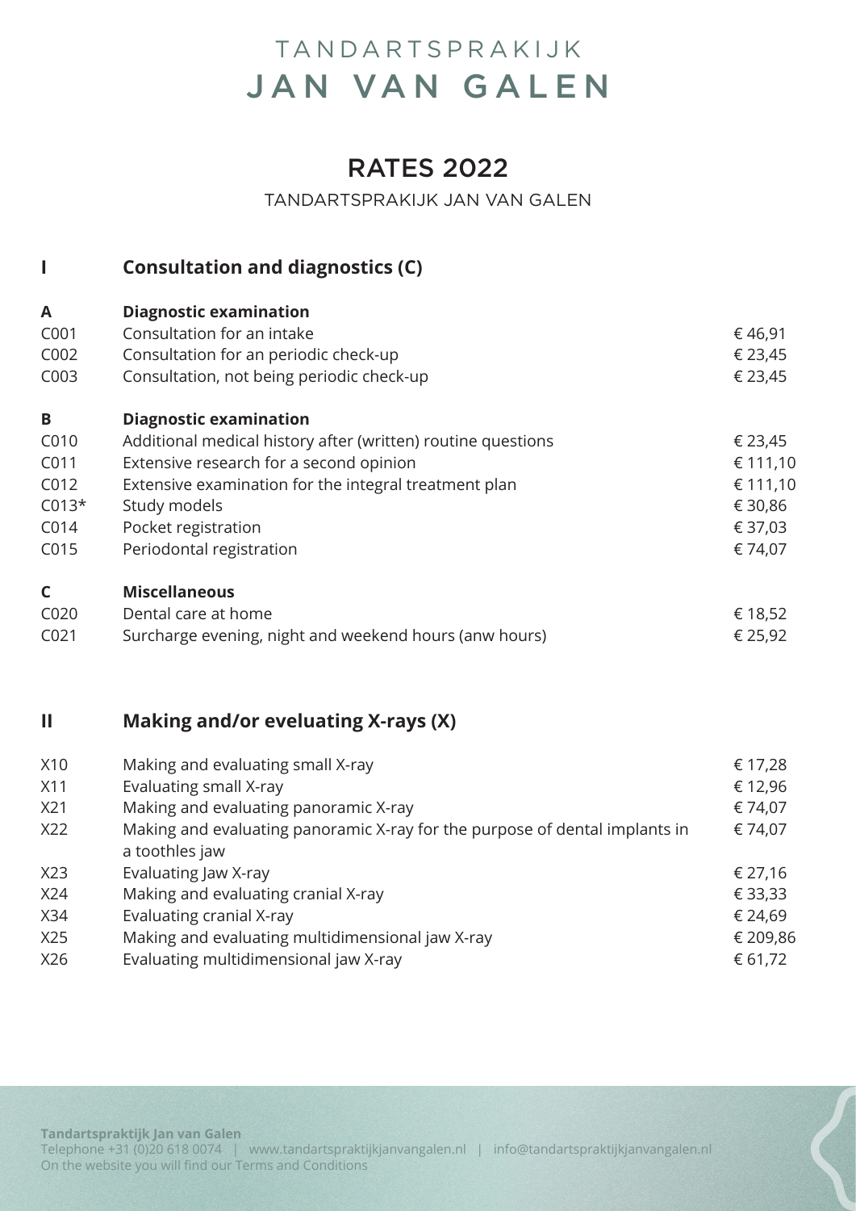# TANDARTSPRAKIJK JAN VAN GALEN

## RATES 2022

TANDARTSPRAKIJK JAN VAN GALEN

## I Consultation and diagnostics (C)

| | | |
|---|---|---|
| **A** | **Diagnostic examination** | |
| C001 | Consultation for an intake | € 46,91 |
| C002 | Consultation for an periodic check-up | € 23,45 |
| C003 | Consultation, not being periodic check-up | € 23,45 |
| **B** | **Diagnostic examination** | |
| C010 | Additional medical history after (written) routine questions | € 23,45 |
| C011 | Extensive research for a second opinion | € 111,10 |
| C012 | Extensive examination for the integral treatment plan | € 111,10 |
| C013* | Study models | € 30,86 |
| C014 | Pocket registration | € 37,03 |
| C015 | Periodontal registration | € 74,07 |
| **C** | **Miscellaneous** | |
| C020 | Dental care at home | € 18,52 |
| C021 | Surcharge evening, night and weekend hours (anw hours) | € 25,92 |

## II Making and/or eveluating X-rays (X)

| | | |
|---|---|---|
| X10 | Making and evaluating small X-ray | € 17,28 |
| X11 | Evaluating small X-ray | € 12,96 |
| X21 | Making and evaluating panoramic X-ray | € 74,07 |
| X22 | Making and evaluating panoramic X-ray for the purpose of dental implants in a toothles jaw | € 74,07 |
| X23 | Evaluating Jaw X-ray | € 27,16 |
| X24 | Making and evaluating cranial X-ray | € 33,33 |
| X34 | Evaluating cranial X-ray | € 24,69 |
| X25 | Making and evaluating multidimensional jaw X-ray | € 209,86 |
| X26 | Evaluating multidimensional jaw X-ray | € 61,72 |

**Tandartspraktijk Jan van Galen**
Telephone +31 (0)20 618 0074 | www.tandartspraktijkjanvangalen.nl | info@tandartspraktijkjanvangalen.nl
On the website you will find our Terms and Conditions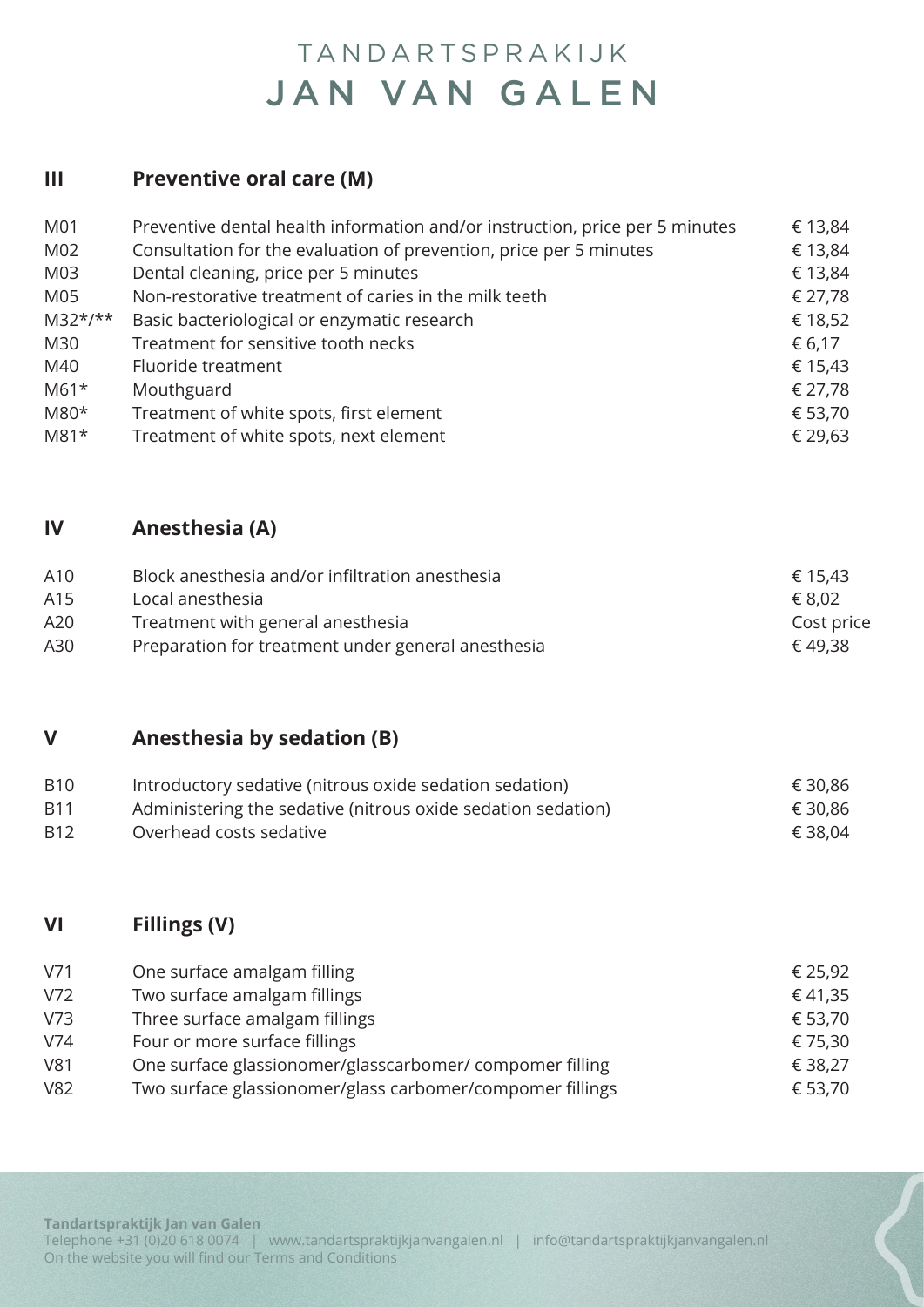# TANDARTSPRAKIJK JAN VAN GALEN

## III Preventive oral care (M)

| Code | Description | Price |
|---|---|---|
| M01 | Preventive dental health information and/or instruction, price per 5 minutes | € 13,84 |
| M02 | Consultation for the evaluation of prevention, price per 5 minutes | € 13,84 |
| M03 | Dental cleaning, price per 5 minutes | € 13,84 |
| M05 | Non-restorative treatment of caries in the milk teeth | € 27,78 |
| M32*/** | Basic bacteriological or enzymatic research | € 18,52 |
| M30 | Treatment for sensitive tooth necks | € 6,17 |
| M40 | Fluoride treatment | € 15,43 |
| M61* | Mouthguard | € 27,78 |
| M80* | Treatment of white spots, first element | € 53,70 |
| M81* | Treatment of white spots, next element | € 29,63 |

## IV Anesthesia (A)

| Code | Description | Price |
|---|---|---|
| A10 | Block anesthesia and/or infiltration anesthesia | € 15,43 |
| A15 | Local anesthesia | € 8,02 |
| A20 | Treatment with general anesthesia | Cost price |
| A30 | Preparation for treatment under general anesthesia | € 49,38 |

## V Anesthesia by sedation (B)

| Code | Description | Price |
|---|---|---|
| B10 | Introductory sedative (nitrous oxide sedation sedation) | € 30,86 |
| B11 | Administering the sedative (nitrous oxide sedation sedation) | € 30,86 |
| B12 | Overhead costs sedative | € 38,04 |

## VI Fillings (V)

| Code | Description | Price |
|---|---|---|
| V71 | One surface amalgam filling | € 25,92 |
| V72 | Two surface amalgam fillings | € 41,35 |
| V73 | Three surface amalgam fillings | € 53,70 |
| V74 | Four or more surface fillings | € 75,30 |
| V81 | One surface glassionomer/glasscarbomer/ compomer filling | € 38,27 |
| V82 | Two surface glassionomer/glass carbomer/compomer fillings | € 53,70 |

**Tandartspraktijk Jan van Galen**
Telephone +31 (0)20 618 0074 | www.tandartspraktijkjanvangalen.nl | info@tandartspraktijkjanvangalen.nl
On the website you will find our Terms and Conditions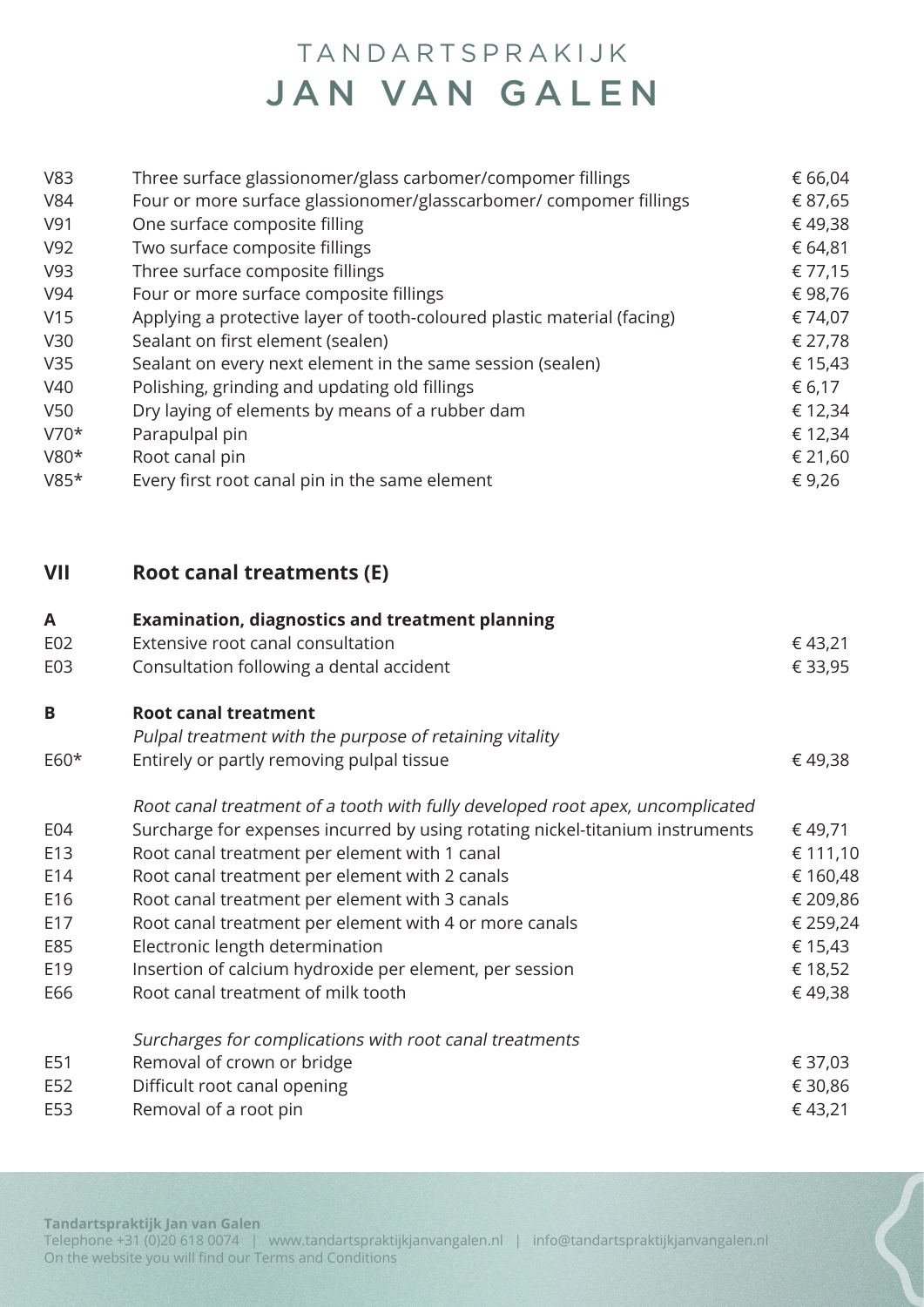| Code | Description | Price |
|---|---|---|
| V83 | Three surface glassionomer/glass carbomer/compomer fillings | € 66,04 |
| V84 | Four or more surface glassionomer/glasscarbomer/ compomer fillings | € 87,65 |
| V91 | One surface composite filling | € 49,38 |
| V92 | Two surface composite fillings | € 64,81 |
| V93 | Three surface composite fillings | € 77,15 |
| V94 | Four or more surface composite fillings | € 98,76 |
| V15 | Applying a protective layer of tooth-coloured plastic material (facing) | € 74,07 |
| V30 | Sealant on first element (sealen) | € 27,78 |
| V35 | Sealant on every next element in the same session (sealen) | € 15,43 |
| V40 | Polishing, grinding and updating old fillings | € 6,17 |
| V50 | Dry laying of elements by means of a rubber dam | € 12,34 |
| V70* | Parapulpal pin | € 12,34 |
| V80* | Root canal pin | € 21,60 |
| V85* | Every first root canal pin in the same element | € 9,26 |

## VII Root canal treatments (E)

### A Examination, diagnostics and treatment planning

| Code | Description | Price |
|---|---|---|
| E02 | Extensive root canal consultation | € 43,21 |
| E03 | Consultation following a dental accident | € 33,95 |

### B Root canal treatment

*Pulpal treatment with the purpose of retaining vitality*

| Code | Description | Price |
|---|---|---|
| E60* | Entirely or partly removing pulpal tissue | € 49,38 |

*Root canal treatment of a tooth with fully developed root apex, uncomplicated*

| Code | Description | Price |
|---|---|---|
| E04 | Surcharge for expenses incurred by using rotating nickel-titanium instruments | € 49,71 |
| E13 | Root canal treatment per element with 1 canal | € 111,10 |
| E14 | Root canal treatment per element with 2 canals | € 160,48 |
| E16 | Root canal treatment per element with 3 canals | € 209,86 |
| E17 | Root canal treatment per element with 4 or more canals | € 259,24 |
| E85 | Electronic length determination | € 15,43 |
| E19 | Insertion of calcium hydroxide per element, per session | € 18,52 |
| E66 | Root canal treatment of milk tooth | € 49,38 |

*Surcharges for complications with root canal treatments*

| Code | Description | Price |
|---|---|---|
| E51 | Removal of crown or bridge | € 37,03 |
| E52 | Difficult root canal opening | € 30,86 |
| E53 | Removal of a root pin | € 43,21 |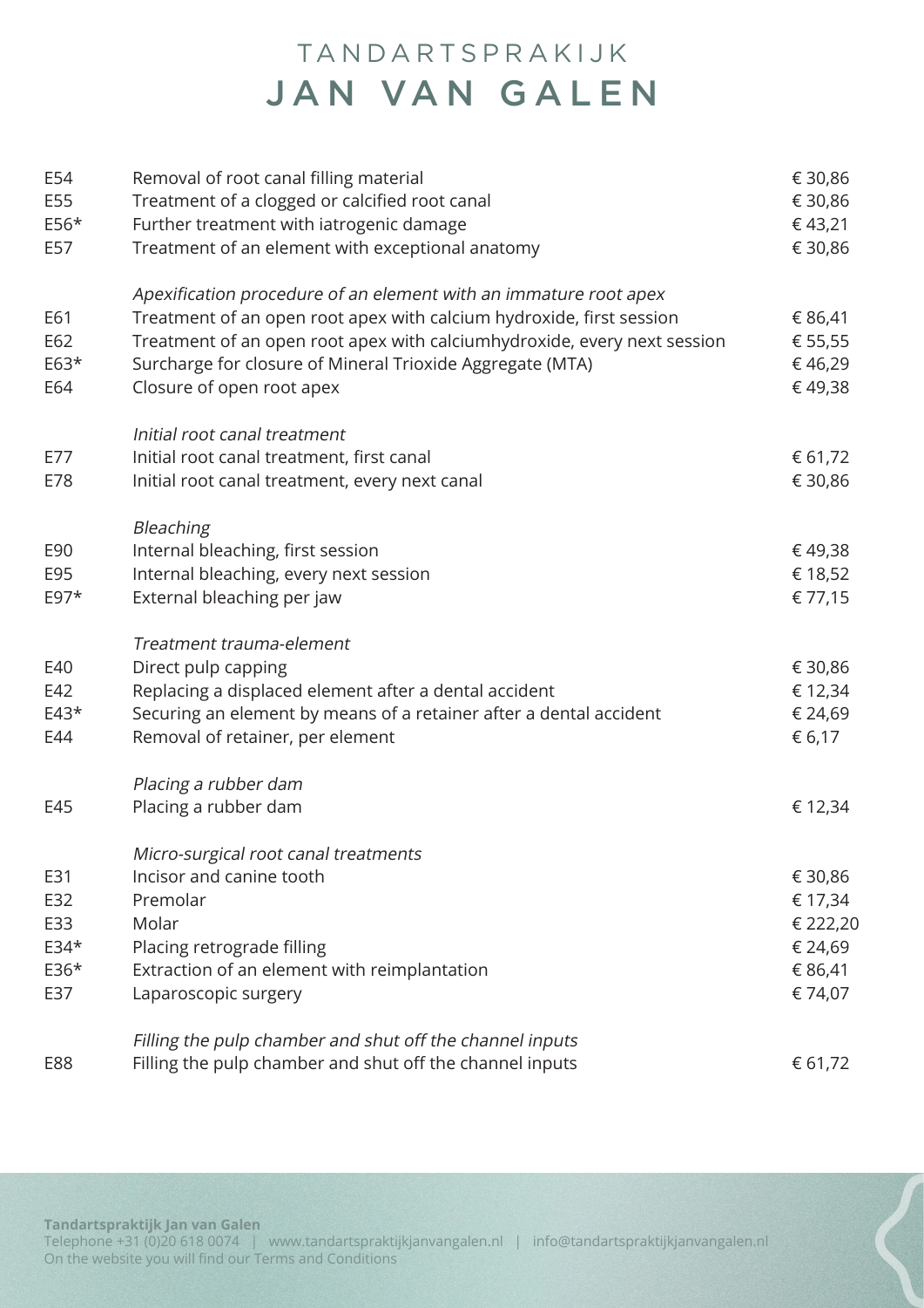# TANDARTSPRAKIJK
# JAN VAN GALEN

| | | |
|---|---|---|
| E54 | Removal of root canal filling material | € 30,86 |
| E55 | Treatment of a clogged or calcified root canal | € 30,86 |
| E56* | Further treatment with iatrogenic damage | € 43,21 |
| E57 | Treatment of an element with exceptional anatomy | € 30,86 |
| | *Apexification procedure of an element with an immature root apex* | |
| E61 | Treatment of an open root apex with calcium hydroxide, first session | € 86,41 |
| E62 | Treatment of an open root apex with calciumhydroxide, every next session | € 55,55 |
| E63* | Surcharge for closure of Mineral Trioxide Aggregate (MTA) | € 46,29 |
| E64 | Closure of open root apex | € 49,38 |
| | *Initial root canal treatment* | |
| E77 | Initial root canal treatment, first canal | € 61,72 |
| E78 | Initial root canal treatment, every next canal | € 30,86 |
| | *Bleaching* | |
| E90 | Internal bleaching, first session | € 49,38 |
| E95 | Internal bleaching, every next session | € 18,52 |
| E97* | External bleaching per jaw | € 77,15 |
| | *Treatment trauma-element* | |
| E40 | Direct pulp capping | € 30,86 |
| E42 | Replacing a displaced element after a dental accident | € 12,34 |
| E43* | Securing an element by means of a retainer after a dental accident | € 24,69 |
| E44 | Removal of retainer, per element | € 6,17 |
| | *Placing a rubber dam* | |
| E45 | Placing a rubber dam | € 12,34 |
| | *Micro-surgical root canal treatments* | |
| E31 | Incisor and canine tooth | € 30,86 |
| E32 | Premolar | € 17,34 |
| E33 | Molar | € 222,20 |
| E34* | Placing retrograde filling | € 24,69 |
| E36* | Extraction of an element with reimplantation | € 86,41 |
| E37 | Laparoscopic surgery | € 74,07 |
| | *Filling the pulp chamber and shut off the channel inputs* | |
| E88 | Filling the pulp chamber and shut off the channel inputs | € 61,72 |

**Tandartspraktijk Jan van Galen**
Telephone +31 (0)20 618 0074 | www.tandartspraktijkjanvangalen.nl | info@tandartspraktijkjanvangalen.nl
On the website you will find our Terms and Conditions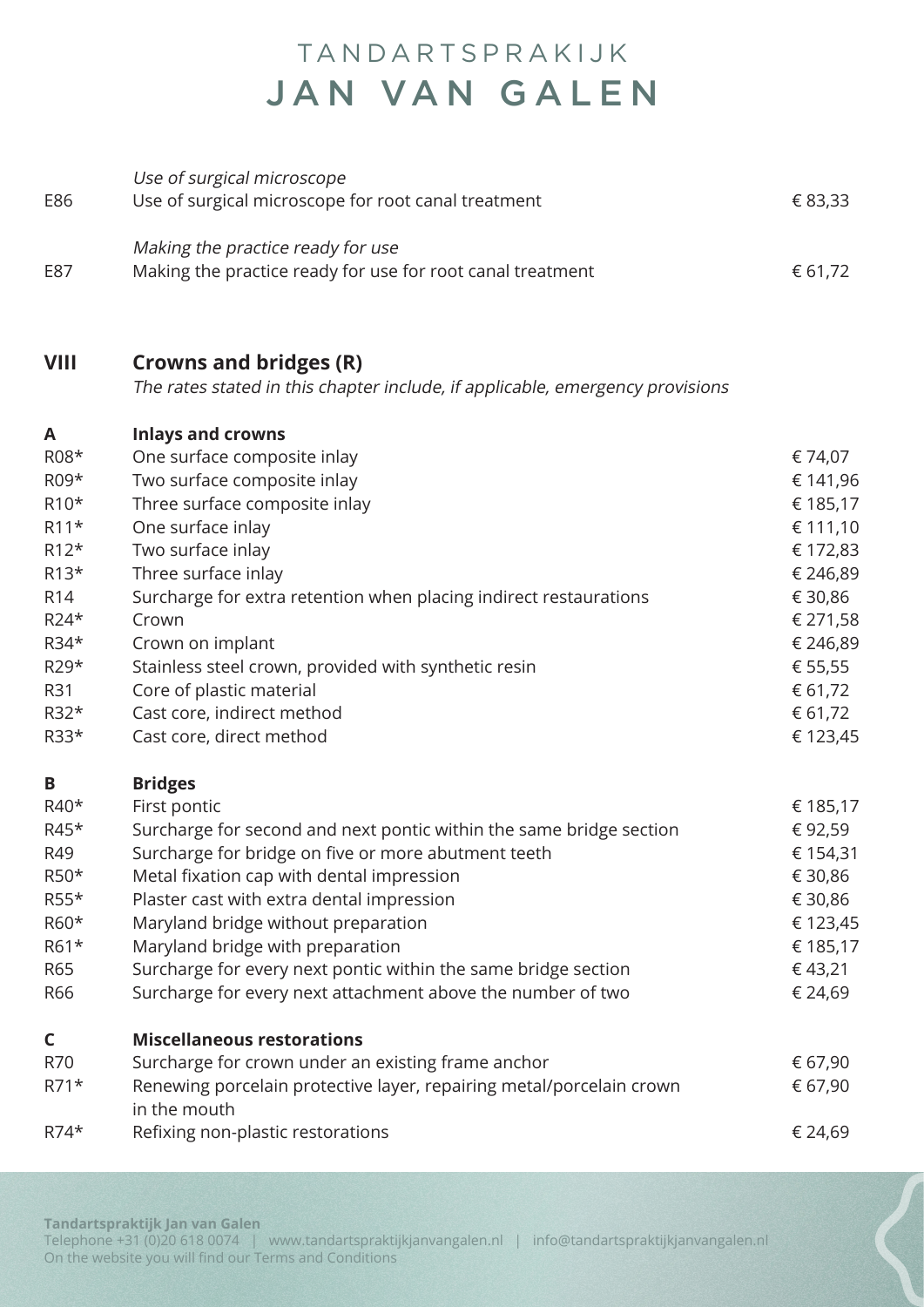| | | |
|---|---|---|
| | *Use of surgical microscope* | |
| E86 | Use of surgical microscope for root canal treatment | € 83,33 |
| | *Making the practice ready for use* | |
| E87 | Making the practice ready for use for root canal treatment | € 61,72 |

## VIII Crowns and bridges (R)

*The rates stated in this chapter include, if applicable, emergency provisions*

| | | |
|---|---|---|
| **A** | **Inlays and crowns** | |
| R08* | One surface composite inlay | € 74,07 |
| R09* | Two surface composite inlay | € 141,96 |
| R10* | Three surface composite inlay | € 185,17 |
| R11* | One surface inlay | € 111,10 |
| R12* | Two surface inlay | € 172,83 |
| R13* | Three surface inlay | € 246,89 |
| R14 | Surcharge for extra retention when placing indirect restaurations | € 30,86 |
| R24* | Crown | € 271,58 |
| R34* | Crown on implant | € 246,89 |
| R29* | Stainless steel crown, provided with synthetic resin | € 55,55 |
| R31 | Core of plastic material | € 61,72 |
| R32* | Cast core, indirect method | € 61,72 |
| R33* | Cast core, direct method | € 123,45 |
| **B** | **Bridges** | |
| R40* | First pontic | € 185,17 |
| R45* | Surcharge for second and next pontic within the same bridge section | € 92,59 |
| R49 | Surcharge for bridge on five or more abutment teeth | € 154,31 |
| R50* | Metal fixation cap with dental impression | € 30,86 |
| R55* | Plaster cast with extra dental impression | € 30,86 |
| R60* | Maryland bridge without preparation | € 123,45 |
| R61* | Maryland bridge with preparation | € 185,17 |
| R65 | Surcharge for every next pontic within the same bridge section | € 43,21 |
| R66 | Surcharge for every next attachment above the number of two | € 24,69 |
| **C** | **Miscellaneous restorations** | |
| R70 | Surcharge for crown under an existing frame anchor | € 67,90 |
| R71* | Renewing porcelain protective layer, repairing metal/porcelain crown in the mouth | € 67,90 |
| R74* | Refixing non-plastic restorations | € 24,69 |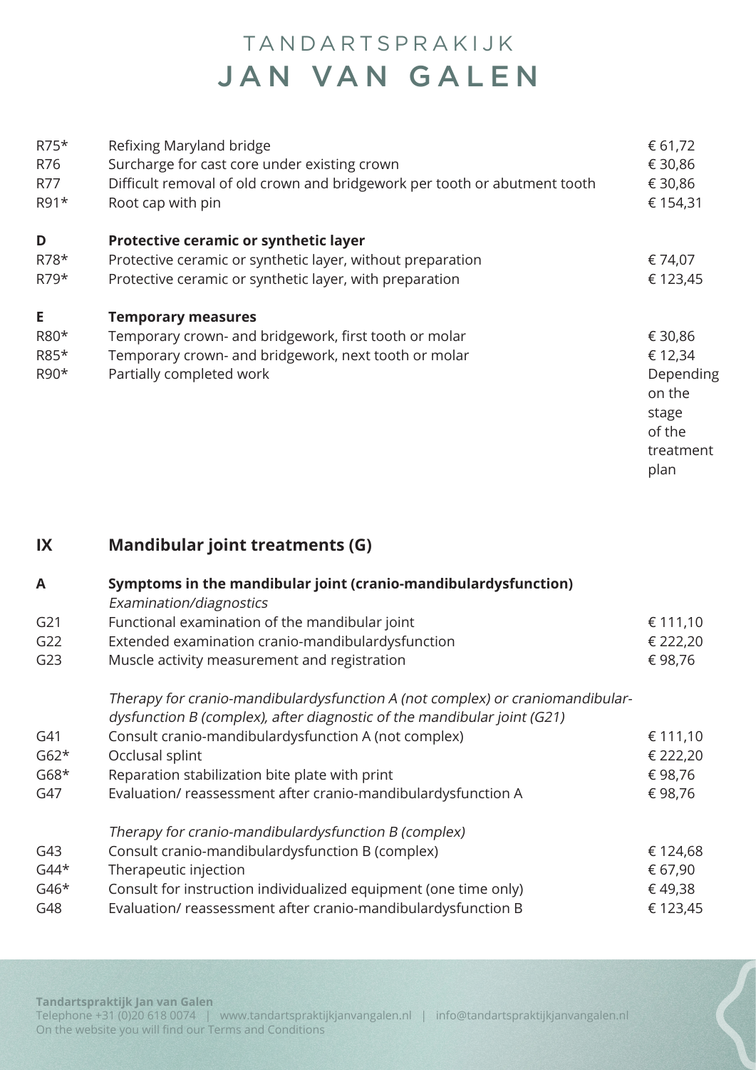| | | |
|---|---|---|
| R75* | Refixing Maryland bridge | € 61,72 |
| R76 | Surcharge for cast core under existing crown | € 30,86 |
| R77 | Difficult removal of old crown and bridgework per tooth or abutment tooth | € 30,86 |
| R91* | Root cap with pin | € 154,31 |
| **D** | **Protective ceramic or synthetic layer** | |
| R78* | Protective ceramic or synthetic layer, without preparation | € 74,07 |
| R79* | Protective ceramic or synthetic layer, with preparation | € 123,45 |
| **E** | **Temporary measures** | |
| R80* | Temporary crown- and bridgework, first tooth or molar | € 30,86 |
| R85* | Temporary crown- and bridgework, next tooth or molar | € 12,34 |
| R90* | Partially completed work | Depending on the stage of the treatment plan |

## IX Mandibular joint treatments (G)

| | | |
|---|---|---|
| **A** | **Symptoms in the mandibular joint (cranio-mandibulardysfunction)** | |
| | *Examination/diagnostics* | |
| G21 | Functional examination of the mandibular joint | € 111,10 |
| G22 | Extended examination cranio-mandibulardysfunction | € 222,20 |
| G23 | Muscle activity measurement and registration | € 98,76 |
| | *Therapy for cranio-mandibulardysfunction A (not complex) or craniomandibular-dysfunction B (complex), after diagnostic of the mandibular joint (G21)* | |
| G41 | Consult cranio-mandibulardysfunction A (not complex) | € 111,10 |
| G62* | Occlusal splint | € 222,20 |
| G68* | Reparation stabilization bite plate with print | € 98,76 |
| G47 | Evaluation/ reassessment after cranio-mandibulardysfunction A | € 98,76 |
| | *Therapy for cranio-mandibulardysfunction B (complex)* | |
| G43 | Consult cranio-mandibulardysfunction B (complex) | € 124,68 |
| G44* | Therapeutic injection | € 67,90 |
| G46* | Consult for instruction individualized equipment (one time only) | € 49,38 |
| G48 | Evaluation/ reassessment after cranio-mandibulardysfunction B | € 123,45 |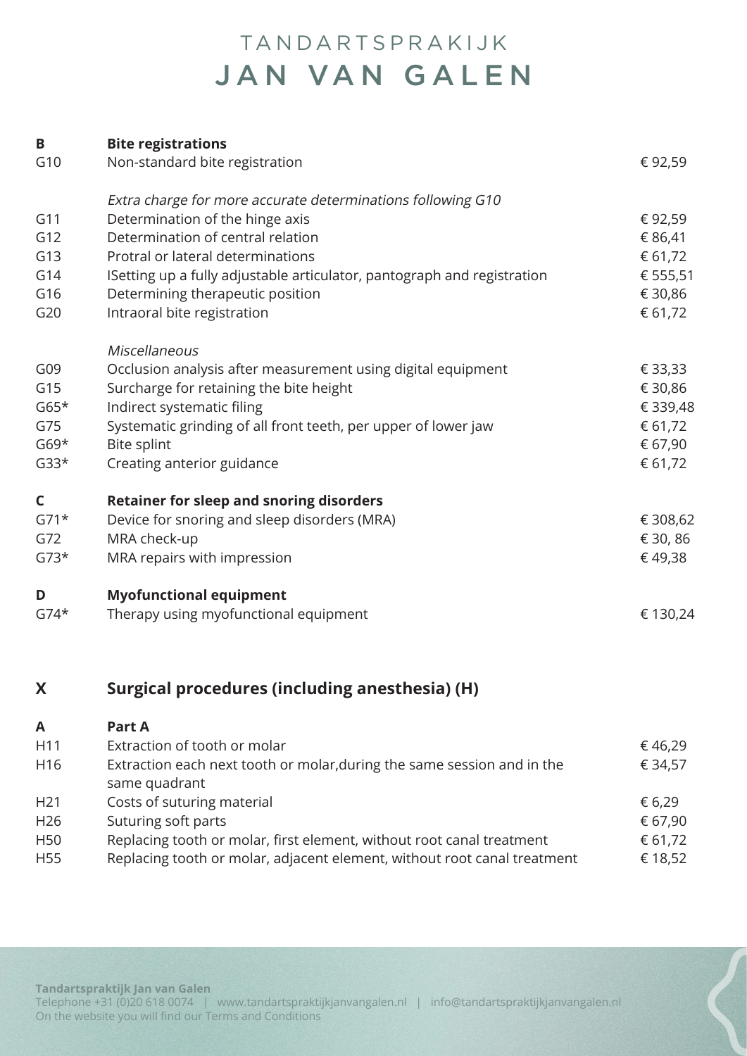# TANDARTSPRAKIJK
# JAN VAN GALEN

| | | |
|---|---|---|
| **B** | **Bite registrations** | |
| G10 | Non-standard bite registration | € 92,59 |
| | *Extra charge for more accurate determinations following G10* | |
| G11 | Determination of the hinge axis | € 92,59 |
| G12 | Determination of central relation | € 86,41 |
| G13 | Protral or lateral determinations | € 61,72 |
| G14 | ISetting up a fully adjustable articulator, pantograph and registration | € 555,51 |
| G16 | Determining therapeutic position | € 30,86 |
| G20 | Intraoral bite registration | € 61,72 |
| | *Miscellaneous* | |
| G09 | Occlusion analysis after measurement using digital equipment | € 33,33 |
| G15 | Surcharge for retaining the bite height | € 30,86 |
| G65* | Indirect systematic filing | € 339,48 |
| G75 | Systematic grinding of all front teeth, per upper of lower jaw | € 61,72 |
| G69* | Bite splint | € 67,90 |
| G33* | Creating anterior guidance | € 61,72 |
| **C** | **Retainer for sleep and snoring disorders** | |
| G71* | Device for snoring and sleep disorders (MRA) | € 308,62 |
| G72 | MRA check-up | € 30, 86 |
| G73* | MRA repairs with impression | € 49,38 |
| **D** | **Myofunctional equipment** | |
| G74* | Therapy using myofunctional equipment | € 130,24 |

## X Surgical procedures (including anesthesia) (H)

| | | |
|---|---|---|
| **A** | **Part A** | |
| H11 | Extraction of tooth or molar | € 46,29 |
| H16 | Extraction each next tooth or molar,during the same session and in the same quadrant | € 34,57 |
| H21 | Costs of suturing material | € 6,29 |
| H26 | Suturing soft parts | € 67,90 |
| H50 | Replacing tooth or molar, first element, without root canal treatment | € 61,72 |
| H55 | Replacing tooth or molar, adjacent element, without root canal treatment | € 18,52 |

**Tandartspraktijk Jan van Galen**
Telephone +31 (0)20 618 0074 | www.tandartspraktijkjanvangalen.nl | info@tandartspraktijkjanvangalen.nl
On the website you will find our Terms and Conditions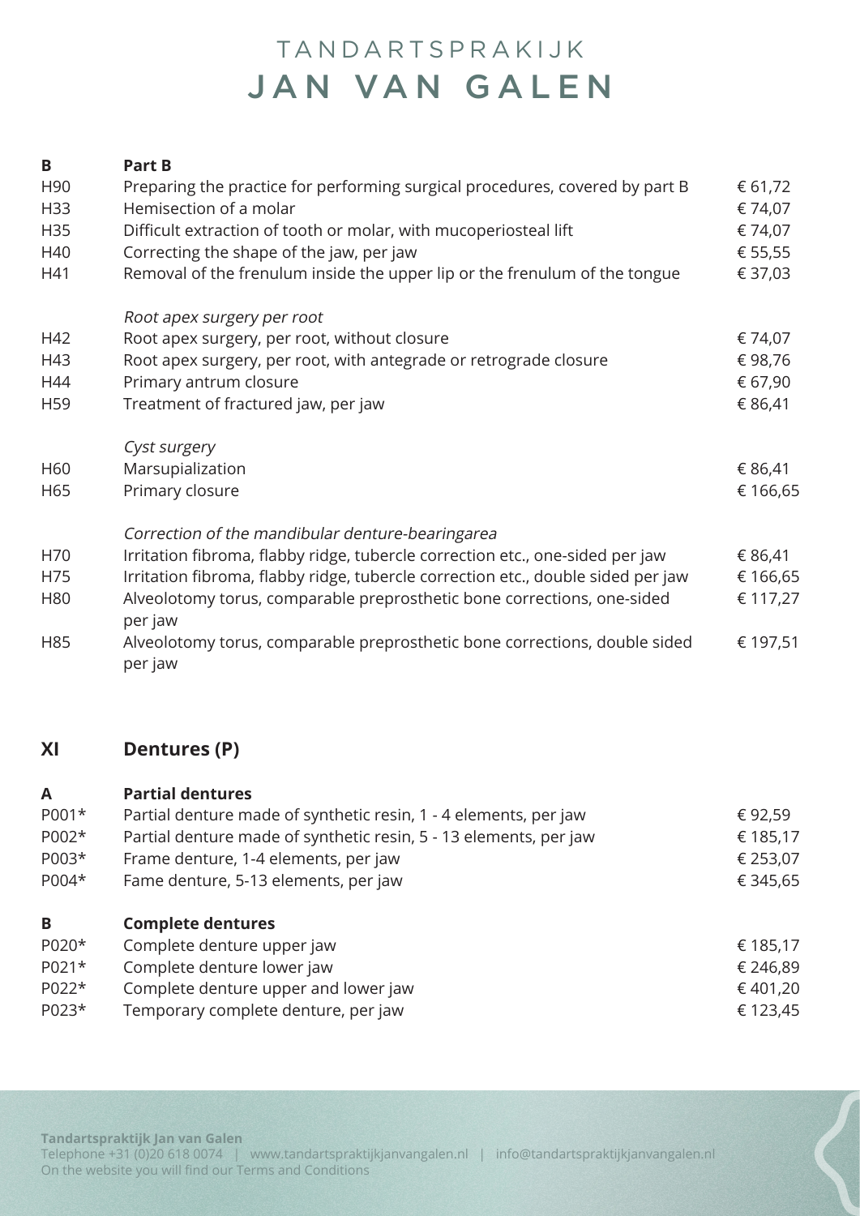# TANDARTSPRAKIJK
# JAN VAN GALEN

| **B** | **Part B** | |
|---|---|---|
| H90 | Preparing the practice for performing surgical procedures, covered by part B | € 61,72 |
| H33 | Hemisection of a molar | € 74,07 |
| H35 | Difficult extraction of tooth or molar, with mucoperiosteal lift | € 74,07 |
| H40 | Correcting the shape of the jaw, per jaw | € 55,55 |
| H41 | Removal of the frenulum inside the upper lip or the frenulum of the tongue | € 37,03 |
| | *Root apex surgery per root* | |
| H42 | Root apex surgery, per root, without closure | € 74,07 |
| H43 | Root apex surgery, per root, with antegrade or retrograde closure | € 98,76 |
| H44 | Primary antrum closure | € 67,90 |
| H59 | Treatment of fractured jaw, per jaw | € 86,41 |
| | *Cyst surgery* | |
| H60 | Marsupialization | € 86,41 |
| H65 | Primary closure | € 166,65 |
| | *Correction of the mandibular denture-bearingarea* | |
| H70 | Irritation fibroma, flabby ridge, tubercle correction etc., one-sided per jaw | € 86,41 |
| H75 | Irritation fibroma, flabby ridge, tubercle correction etc., double sided per jaw | € 166,65 |
| H80 | Alveolotomy torus, comparable preprosthetic bone corrections, one-sided per jaw | € 117,27 |
| H85 | Alveolotomy torus, comparable preprosthetic bone corrections, double sided per jaw | € 197,51 |

## XI Dentures (P)

| **A** | **Partial dentures** | |
|---|---|---|
| P001* | Partial denture made of synthetic resin, 1 - 4 elements, per jaw | € 92,59 |
| P002* | Partial denture made of synthetic resin, 5 - 13 elements, per jaw | € 185,17 |
| P003* | Frame denture, 1-4 elements, per jaw | € 253,07 |
| P004* | Fame denture, 5-13 elements, per jaw | € 345,65 |

| **B** | **Complete dentures** | |
|---|---|---|
| P020* | Complete denture upper jaw | € 185,17 |
| P021* | Complete denture lower jaw | € 246,89 |
| P022* | Complete denture upper and lower jaw | € 401,20 |
| P023* | Temporary complete denture, per jaw | € 123,45 |

**Tandartspraktijk Jan van Galen**
Telephone +31 (0)20 618 0074 | www.tandartspraktijkjanvangalen.nl | info@tandartspraktijkjanvangalen.nl
On the website you will find our Terms and Conditions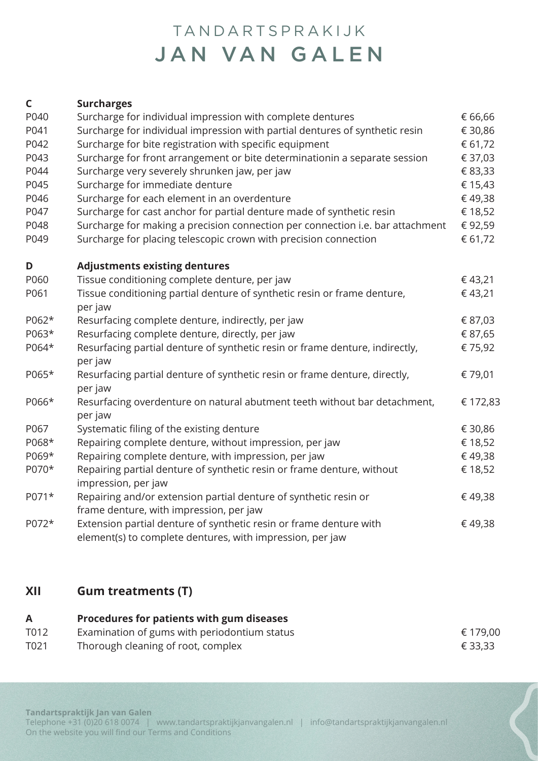# TANDARTSPRAKIJK JAN VAN GALEN

| C | **Surcharges** | |
|---|---|---|
| P040 | Surcharge for individual impression with complete dentures | € 66,66 |
| P041 | Surcharge for individual impression with partial dentures of synthetic resin | € 30,86 |
| P042 | Surcharge for bite registration with specific equipment | € 61,72 |
| P043 | Surcharge for front arrangement or bite determinationin a separate session | € 37,03 |
| P044 | Surcharge very severely shrunken jaw, per jaw | € 83,33 |
| P045 | Surcharge for immediate denture | € 15,43 |
| P046 | Surcharge for each element in an overdenture | € 49,38 |
| P047 | Surcharge for cast anchor for partial denture made of synthetic resin | € 18,52 |
| P048 | Surcharge for making a precision connection per connection i.e. bar attachment | € 92,59 |
| P049 | Surcharge for placing telescopic crown with precision connection | € 61,72 |

| D | **Adjustments existing dentures** | |
|---|---|---|
| P060 | Tissue conditioning complete denture, per jaw | € 43,21 |
| P061 | Tissue conditioning partial denture of synthetic resin or frame denture, per jaw | € 43,21 |
| P062* | Resurfacing complete denture, indirectly, per jaw | € 87,03 |
| P063* | Resurfacing complete denture, directly, per jaw | € 87,65 |
| P064* | Resurfacing partial denture of synthetic resin or frame denture, indirectly, per jaw | € 75,92 |
| P065* | Resurfacing partial denture of synthetic resin or frame denture, directly, per jaw | € 79,01 |
| P066* | Resurfacing overdenture on natural abutment teeth without bar detachment, per jaw | € 172,83 |
| P067 | Systematic filing of the existing denture | € 30,86 |
| P068* | Repairing complete denture, without impression, per jaw | € 18,52 |
| P069* | Repairing complete denture, with impression, per jaw | € 49,38 |
| P070* | Repairing partial denture of synthetic resin or frame denture, without impression, per jaw | € 18,52 |
| P071* | Repairing and/or extension partial denture of synthetic resin or frame denture, with impression, per jaw | € 49,38 |
| P072* | Extension partial denture of synthetic resin or frame denture with element(s) to complete dentures, with impression, per jaw | € 49,38 |

## XII Gum treatments (T)

| A | **Procedures for patients with gum diseases** | |
|---|---|---|
| T012 | Examination of gums with periodontium status | € 179,00 |
| T021 | Thorough cleaning of root, complex | € 33,33 |

**Tandartspraktijk Jan van Galen**
Telephone +31 (0)20 618 0074 | www.tandartspraktijkjanvangalen.nl | info@tandartspraktijkjanvangalen.nl
On the website you will find our Terms and Conditions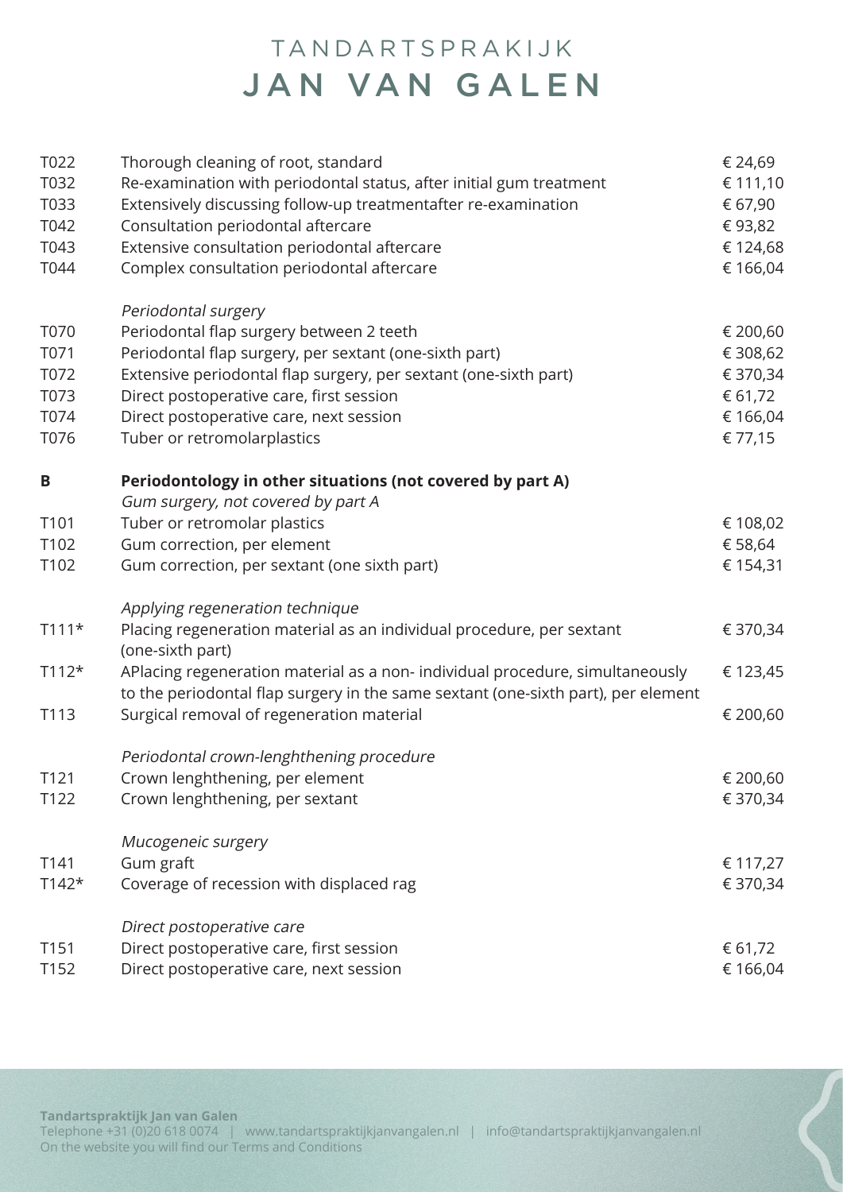TANDARTSPRAKIJK
# JAN VAN GALEN

| | | |
|---|---|---|
| T022 | Thorough cleaning of root, standard | € 24,69 |
| T032 | Re-examination with periodontal status, after initial gum treatment | € 111,10 |
| T033 | Extensively discussing follow-up treatmentafter re-examination | € 67,90 |
| T042 | Consultation periodontal aftercare | € 93,82 |
| T043 | Extensive consultation periodontal aftercare | € 124,68 |
| T044 | Complex consultation periodontal aftercare | € 166,04 |
| | *Periodontal surgery* | |
| T070 | Periodontal flap surgery between 2 teeth | € 200,60 |
| T071 | Periodontal flap surgery, per sextant (one-sixth part) | € 308,62 |
| T072 | Extensive periodontal flap surgery, per sextant (one-sixth part) | € 370,34 |
| T073 | Direct postoperative care, first session | € 61,72 |
| T074 | Direct postoperative care, next session | € 166,04 |
| T076 | Tuber or retromolarplastics | € 77,15 |
| **B** | **Periodontology in other situations (not covered by part A)** | |
| | *Gum surgery, not covered by part A* | |
| T101 | Tuber or retromolar plastics | € 108,02 |
| T102 | Gum correction, per element | € 58,64 |
| T102 | Gum correction, per sextant (one sixth part) | € 154,31 |
| | *Applying regeneration technique* | |
| T111* | Placing regeneration material as an individual procedure, per sextant (one-sixth part) | € 370,34 |
| T112* | APlacing regeneration material as a non- individual procedure, simultaneously to the periodontal flap surgery in the same sextant (one-sixth part), per element | € 123,45 |
| T113 | Surgical removal of regeneration material | € 200,60 |
| | *Periodontal crown-lenghthening procedure* | |
| T121 | Crown lenghthening, per element | € 200,60 |
| T122 | Crown lenghthening, per sextant | € 370,34 |
| | *Mucogeneic surgery* | |
| T141 | Gum graft | € 117,27 |
| T142* | Coverage of recession with displaced rag | € 370,34 |
| | *Direct postoperative care* | |
| T151 | Direct postoperative care, first session | € 61,72 |
| T152 | Direct postoperative care, next session | € 166,04 |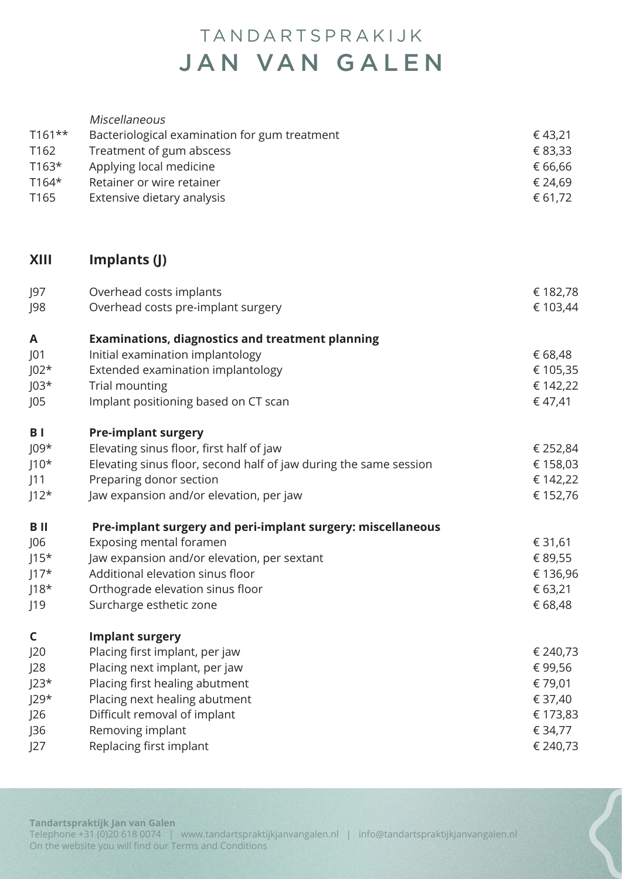# TANDARTSPRAKIJK
# JAN VAN GALEN

*Miscellaneous*

| | | |
|---|---|---|
| T161** | Bacteriological examination for gum treatment | € 43,21 |
| T162 | Treatment of gum abscess | € 83,33 |
| T163* | Applying local medicine | € 66,66 |
| T164* | Retainer or wire retainer | € 24,69 |
| T165 | Extensive dietary analysis | € 61,72 |

## XIII Implants (J)

| | | |
|---|---|---|
| J97 | Overhead costs implants | € 182,78 |
| J98 | Overhead costs pre-implant surgery | € 103,44 |

**A — Examinations, diagnostics and treatment planning**

| | | |
|---|---|---|
| J01 | Initial examination implantology | € 68,48 |
| J02* | Extended examination implantology | € 105,35 |
| J03* | Trial mounting | € 142,22 |
| J05 | Implant positioning based on CT scan | € 47,41 |

**B I — Pre-implant surgery**

| | | |
|---|---|---|
| J09* | Elevating sinus floor, first half of jaw | € 252,84 |
| J10* | Elevating sinus floor, second half of jaw during the same session | € 158,03 |
| J11 | Preparing donor section | € 142,22 |
| J12* | Jaw expansion and/or elevation, per jaw | € 152,76 |

**B II — Pre-implant surgery and peri-implant surgery: miscellaneous**

| | | |
|---|---|---|
| J06 | Exposing mental foramen | € 31,61 |
| J15* | Jaw expansion and/or elevation, per sextant | € 89,55 |
| J17* | Additional elevation sinus floor | € 136,96 |
| J18* | Orthograde elevation sinus floor | € 63,21 |
| J19 | Surcharge esthetic zone | € 68,48 |

**C — Implant surgery**

| | | |
|---|---|---|
| J20 | Placing first implant, per jaw | € 240,73 |
| J28 | Placing next implant, per jaw | € 99,56 |
| J23* | Placing first healing abutment | € 79,01 |
| J29* | Placing next healing abutment | € 37,40 |
| J26 | Difficult removal of implant | € 173,83 |
| J36 | Removing implant | € 34,77 |
| J27 | Replacing first implant | € 240,73 |

**Tandartspraktijk Jan van Galen**
Telephone +31 (0)20 618 0074 | www.tandartspraktijkjanvangalen.nl | info@tandartspraktijkjanvangalen.nl
On the website you will find our Terms and Conditions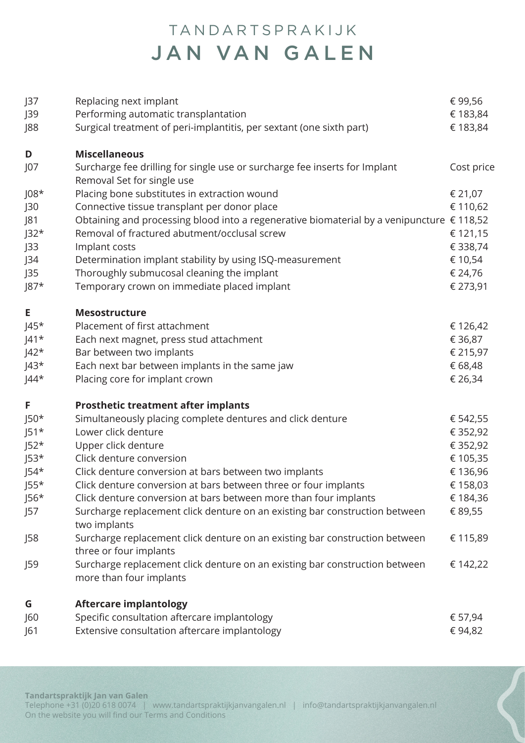# TANDARTSPRAKIJK
# JAN VAN GALEN

| | | |
|---|---|---|
| J37 | Replacing next implant | € 99,56 |
| J39 | Performing automatic transplantation | € 183,84 |
| J88 | Surgical treatment of peri-implantitis, per sextant (one sixth part) | € 183,84 |
| | | |
| **D** | **Miscellaneous** | |
| J07 | Surcharge fee drilling for single use or surcharge fee inserts for Implant Removal Set for single use | Cost price |
| J08* | Placing bone substitutes in extraction wound | € 21,07 |
| J30 | Connective tissue transplant per donor place | € 110,62 |
| J81 | Obtaining and processing blood into a regenerative biomaterial by a venipuncture | € 118,52 |
| J32* | Removal of fractured abutment/occlusal screw | € 121,15 |
| J33 | Implant costs | € 338,74 |
| J34 | Determination implant stability by using ISQ-measurement | € 10,54 |
| J35 | Thoroughly submucosal cleaning the implant | € 24,76 |
| J87* | Temporary crown on immediate placed implant | € 273,91 |
| | | |
| **E** | **Mesostructure** | |
| J45* | Placement of first attachment | € 126,42 |
| J41* | Each next magnet, press stud attachment | € 36,87 |
| J42* | Bar between two implants | € 215,97 |
| J43* | Each next bar between implants in the same jaw | € 68,48 |
| J44* | Placing core for implant crown | € 26,34 |
| | | |
| **F** | **Prosthetic treatment after implants** | |
| J50* | Simultaneously placing complete dentures and click denture | € 542,55 |
| J51* | Lower click denture | € 352,92 |
| J52* | Upper click denture | € 352,92 |
| J53* | Click denture conversion | € 105,35 |
| J54* | Click denture conversion at bars between two implants | € 136,96 |
| J55* | Click denture conversion at bars between three or four implants | € 158,03 |
| J56* | Click denture conversion at bars between more than four implants | € 184,36 |
| J57 | Surcharge replacement click denture on an existing bar construction between two implants | € 89,55 |
| J58 | Surcharge replacement click denture on an existing bar construction between three or four implants | € 115,89 |
| J59 | Surcharge replacement click denture on an existing bar construction between more than four implants | € 142,22 |
| | | |
| **G** | **Aftercare implantology** | |
| J60 | Specific consultation aftercare implantology | € 57,94 |
| J61 | Extensive consultation aftercare implantology | € 94,82 |

**Tandartspraktijk Jan van Galen**
Telephone +31 (0)20 618 0074 | www.tandartspraktijkjanvangalen.nl | info@tandartspraktijkjanvangalen.nl
On the website you will find our Terms and Conditions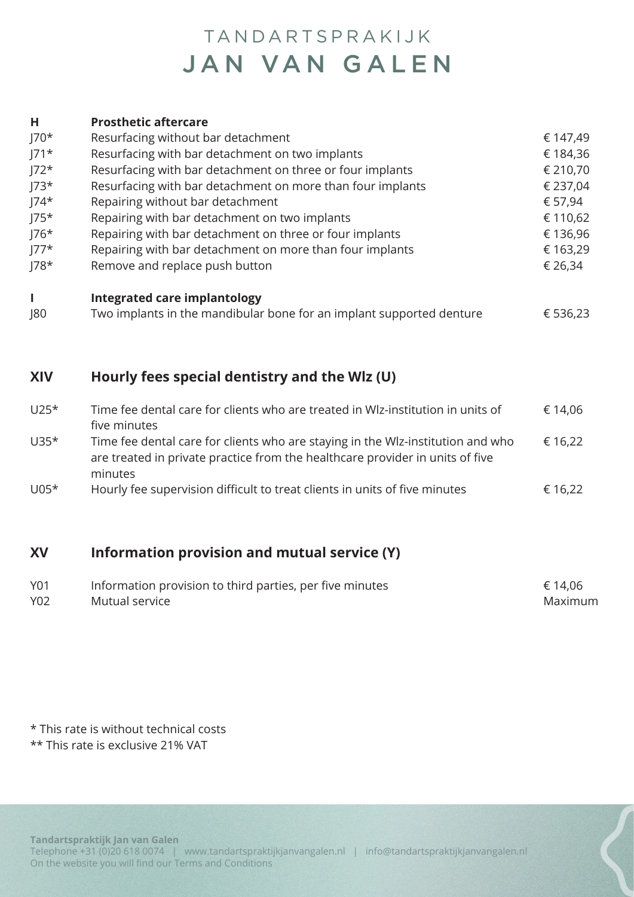# TANDARTSPRAKIJK JAN VAN GALEN

| | | |
|---|---|---|
| **H** | **Prosthetic aftercare** | |
| J70* | Resurfacing without bar detachment | € 147,49 |
| J71* | Resurfacing with bar detachment on two implants | € 184,36 |
| J72* | Resurfacing with bar detachment on three or four implants | € 210,70 |
| J73* | Resurfacing with bar detachment on more than four implants | € 237,04 |
| J74* | Repairing without bar detachment | € 57,94 |
| J75* | Repairing with bar detachment on two implants | € 110,62 |
| J76* | Repairing with bar detachment on three or four implants | € 136,96 |
| J77* | Repairing with bar detachment on more than four implants | € 163,29 |
| J78* | Remove and replace push button | € 26,34 |
| **I** | **Integrated care implantology** | |
| J80 | Two implants in the mandibular bone for an implant supported denture | € 536,23 |

## XIV Hourly fees special dentistry and the Wlz (U)

| | | |
|---|---|---|
| U25* | Time fee dental care for clients who are treated in Wlz-institution in units of five minutes | € 14,06 |
| U35* | Time fee dental care for clients who are staying in the Wlz-institution and who are treated in private practice from the healthcare provider in units of five minutes | € 16,22 |
| U05* | Hourly fee supervision difficult to treat clients in units of five minutes | € 16,22 |

## XV Information provision and mutual service (Y)

| | | |
|---|---|---|
| Y01 | Information provision to third parties, per five minutes | € 14,06 |
| Y02 | Mutual service | Maximum |

* This rate is without technical costs
** This rate is exclusive 21% VAT

**Tandartspraktijk Jan van Galen**
Telephone +31 (0)20 618 0074 | www.tandartspraktijkjanvangalen.nl | info@tandartspraktijkjanvangalen.nl
On the website you will find our Terms and Conditions